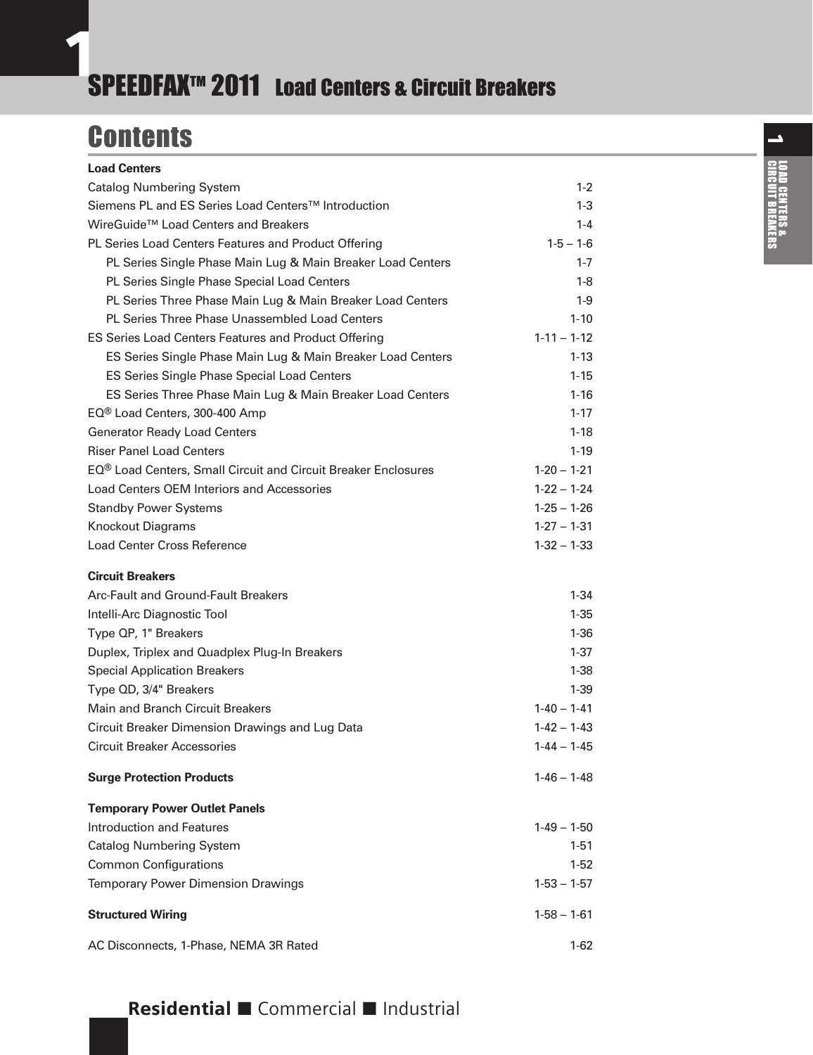# SPEEDFAX™ 2011 Load Centers & Circuit Breakers

## Contents

**Load Centers**

| | |
|---|---|
| Catalog Numbering System | 1-2 |
| Siemens PL and ES Series Load Centers™ Introduction | 1-3 |
| WireGuide™ Load Centers and Breakers | 1-4 |
| PL Series Load Centers Features and Product Offering | 1-5 – 1-6 |
| PL Series Single Phase Main Lug & Main Breaker Load Centers | 1-7 |
| PL Series Single Phase Special Load Centers | 1-8 |
| PL Series Three Phase Main Lug & Main Breaker Load Centers | 1-9 |
| PL Series Three Phase Unassembled Load Centers | 1-10 |
| ES Series Load Centers Features and Product Offering | 1-11 – 1-12 |
| ES Series Single Phase Main Lug & Main Breaker Load Centers | 1-13 |
| ES Series Single Phase Special Load Centers | 1-15 |
| ES Series Three Phase Main Lug & Main Breaker Load Centers | 1-16 |
| EQ® Load Centers, 300-400 Amp | 1-17 |
| Generator Ready Load Centers | 1-18 |
| Riser Panel Load Centers | 1-19 |
| EQ® Load Centers, Small Circuit and Circuit Breaker Enclosures | 1-20 – 1-21 |
| Load Centers OEM Interiors and Accessories | 1-22 – 1-24 |
| Standby Power Systems | 1-25 – 1-26 |
| Knockout Diagrams | 1-27 – 1-31 |
| Load Center Cross Reference | 1-32 – 1-33 |

**Circuit Breakers**

| | |
|---|---|
| Arc-Fault and Ground-Fault Breakers | 1-34 |
| Intelli-Arc Diagnostic Tool | 1-35 |
| Type QP, 1" Breakers | 1-36 |
| Duplex, Triplex and Quadplex Plug-In Breakers | 1-37 |
| Special Application Breakers | 1-38 |
| Type QD, 3/4" Breakers | 1-39 |
| Main and Branch Circuit Breakers | 1-40 – 1-41 |
| Circuit Breaker Dimension Drawings and Lug Data | 1-42 – 1-43 |
| Circuit Breaker Accessories | 1-44 – 1-45 |

| | |
|---|---|
| **Surge Protection Products** | 1-46 – 1-48 |

**Temporary Power Outlet Panels**

| | |
|---|---|
| Introduction and Features | 1-49 – 1-50 |
| Catalog Numbering System | 1-51 |
| Common Configurations | 1-52 |
| Temporary Power Dimension Drawings | 1-53 – 1-57 |

| | |
|---|---|
| **Structured Wiring** | 1-58 – 1-61 |
| AC Disconnects, 1-Phase, NEMA 3R Rated | 1-62 |

**Residential** ■ Commercial ■ Industrial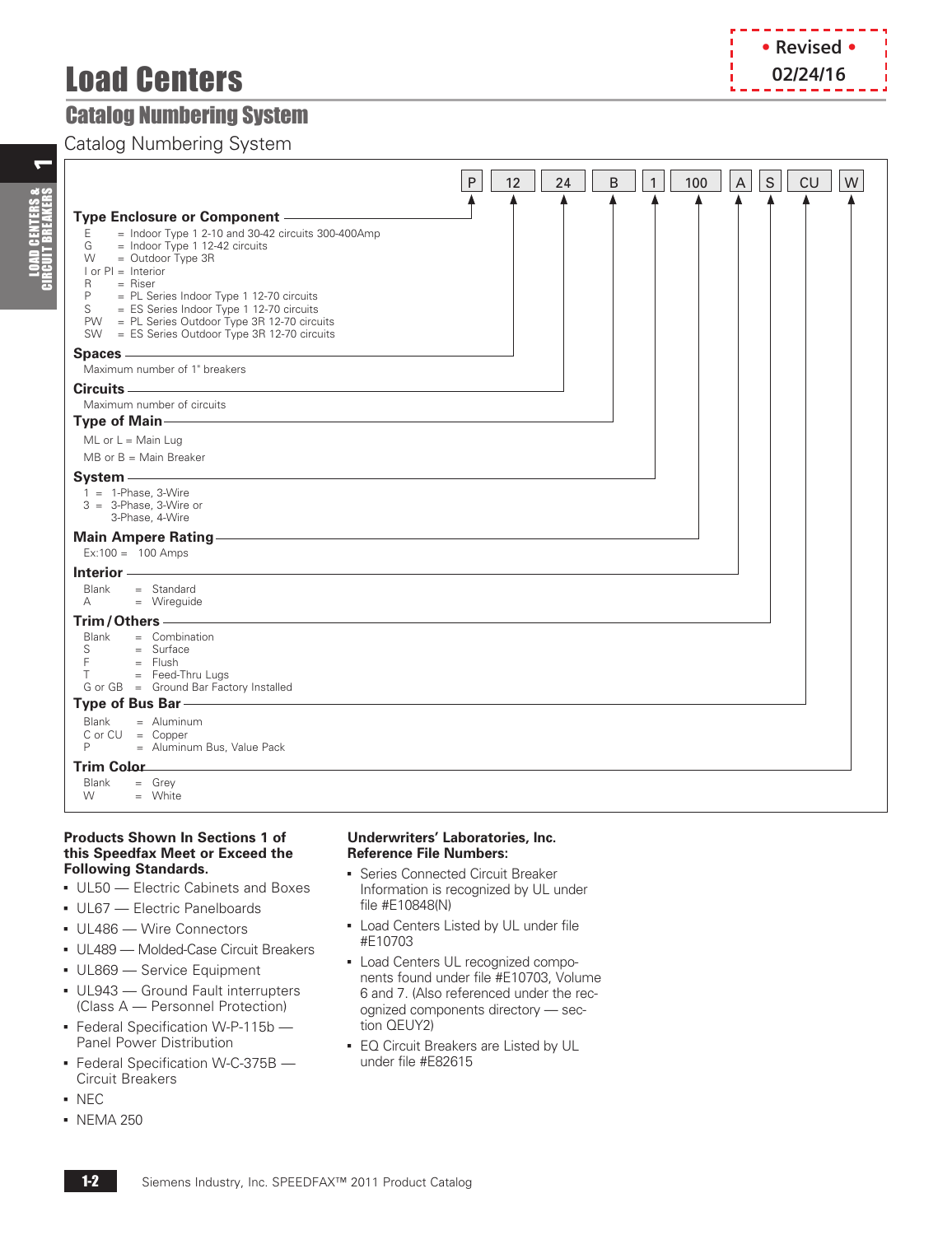# Load Centers

• Revised • 02/24/16

## Catalog Numbering System

Catalog Numbering System

| P | 12 | 24 | B | 1 | 100 | A | S | CU | W |
|---|---|---|---|---|---|---|---|---|---|

**Type Enclosure or Component**

- E = Indoor Type 1 2-10 and 30-42 circuits 300-400Amp
- G = Indoor Type 1 12-42 circuits
- W = Outdoor Type 3R
- I or PI = Interior
- R = Riser
- P = PL Series Indoor Type 1 12-70 circuits
- S = ES Series Indoor Type 1 12-70 circuits
- PW = PL Series Outdoor Type 3R 12-70 circuits
- SW = ES Series Outdoor Type 3R 12-70 circuits

**Spaces**

Maximum number of 1" breakers

**Circuits**

Maximum number of circuits

**Type of Main**

- ML or L = Main Lug
- MB or B = Main Breaker

**System**

- 1 = 1-Phase, 3-Wire
- 3 = 3-Phase, 3-Wire or 3-Phase, 4-Wire

**Main Ampere Rating**

Ex:100 = 100 Amps

**Interior**

- Blank = Standard
- A = Wireguide

**Trim / Others**

- Blank = Combination
- S = Surface
- F = Flush
- T = Feed-Thru Lugs
- G or GB = Ground Bar Factory Installed

**Type of Bus Bar**

- Blank = Aluminum
- C or CU = Copper
- P = Aluminum Bus, Value Pack

**Trim Color**

- Blank = Grey
- W = White

### Products Shown In Sections 1 of this Speedfax Meet or Exceed the Following Standards.

- UL50 — Electric Cabinets and Boxes
- UL67 — Electric Panelboards
- UL486 — Wire Connectors
- UL489 — Molded-Case Circuit Breakers
- UL869 — Service Equipment
- UL943 — Ground Fault interrupters (Class A — Personnel Protection)
- Federal Specification W-P-115b — Panel Power Distribution
- Federal Specification W-C-375B — Circuit Breakers
- NEC
- NEMA 250

### Underwriters' Laboratories, Inc. Reference File Numbers:

- Series Connected Circuit Breaker Information is recognized by UL under file #E10848(N)
- Load Centers Listed by UL under file #E10703
- Load Centers UL recognized components found under file #E10703, Volume 6 and 7. (Also referenced under the recognized components directory — section QEUY2)
- EQ Circuit Breakers are Listed by UL under file #E82615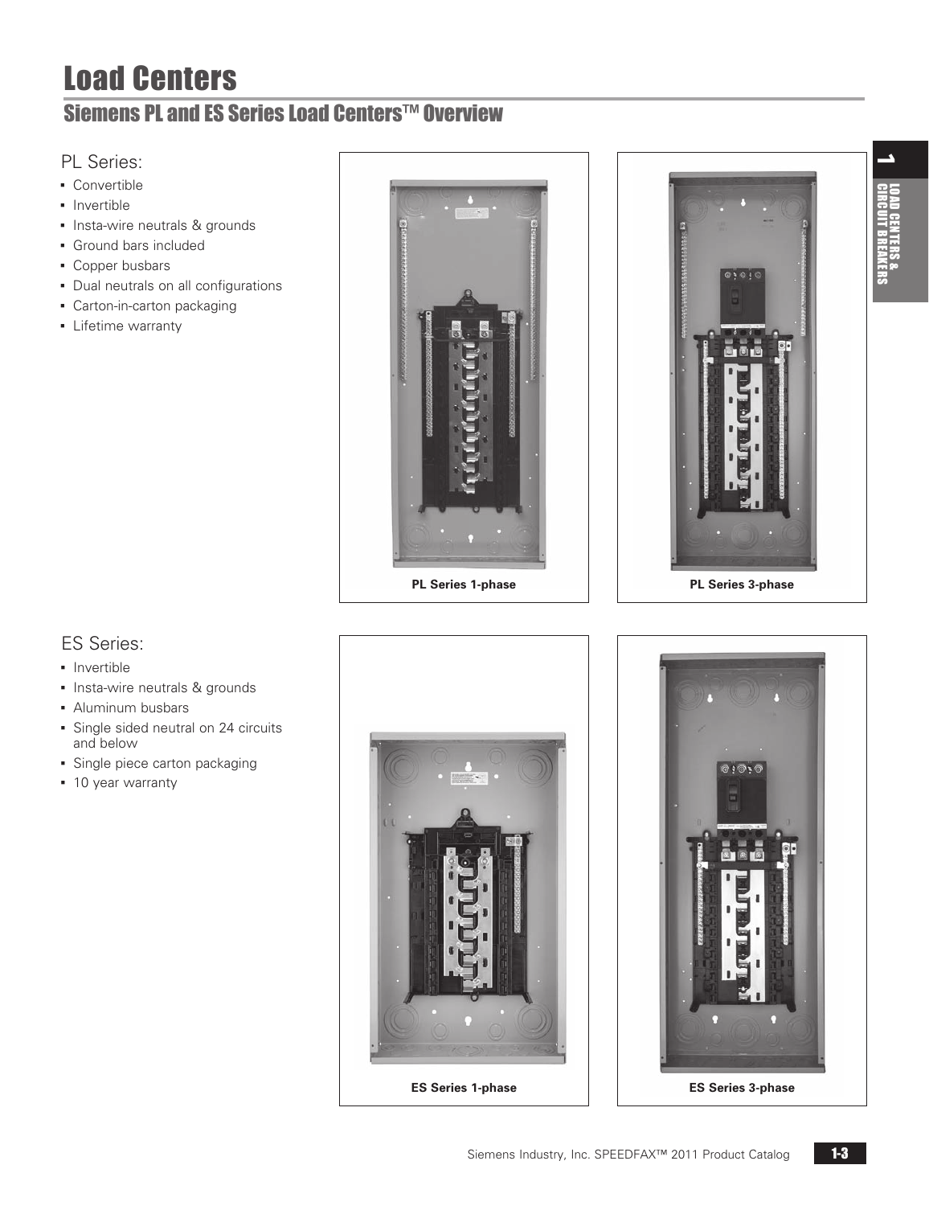# Load Centers

## Siemens PL and ES Series Load Centers™ Overview

PL Series:

- Convertible
- Invertible
- Insta-wire neutrals & grounds
- Ground bars included
- Copper busbars
- Dual neutrals on all configurations
- Carton-in-carton packaging
- Lifetime warranty

**PL Series 1-phase**

**PL Series 3-phase**

ES Series:

- Invertible
- Insta-wire neutrals & grounds
- Aluminum busbars
- Single sided neutral on 24 circuits and below
- Single piece carton packaging
- 10 year warranty

**ES Series 1-phase**

**ES Series 3-phase**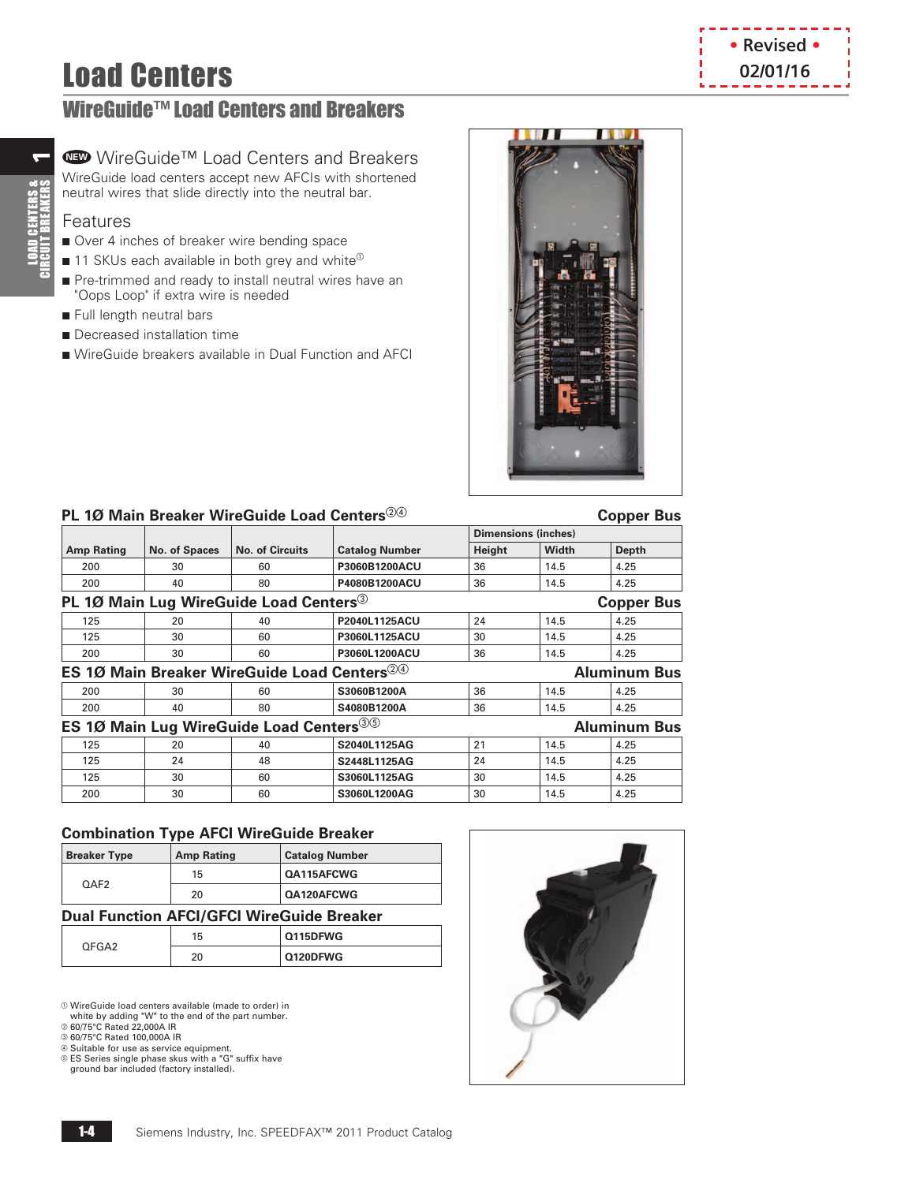# Load Centers

## WireGuide™ Load Centers and Breakers

• Revised •
02/01/16

### NEW WireGuide™ Load Centers and Breakers

WireGuide load centers accept new AFCIs with shortened neutral wires that slide directly into the neutral bar.

### Features

- Over 4 inches of breaker wire bending space
- 11 SKUs each available in both grey and white[①]
- Pre-trimmed and ready to install neutral wires have an "Oops Loop" if extra wire is needed
- Full length neutral bars
- Decreased installation time
- WireGuide breakers available in Dual Function and AFCI

| Amp Rating | No. of Spaces | No. of Circuits | Catalog Number | Dimensions (inches) Height | Width | Depth |
|---|---|---|---|---|---|---|
| **PL 1Ø Main Breaker WireGuide Load Centers[②④] — Copper Bus** | | | | | | |
| 200 | 30 | 60 | **P3060B1200ACU** | 36 | 14.5 | 4.25 |
| 200 | 40 | 80 | **P4080B1200ACU** | 36 | 14.5 | 4.25 |
| **PL 1Ø Main Lug WireGuide Load Centers[③] — Copper Bus** | | | | | | |
| 125 | 20 | 40 | **P2040L1125ACU** | 24 | 14.5 | 4.25 |
| 125 | 30 | 60 | **P3060L1125ACU** | 30 | 14.5 | 4.25 |
| 200 | 30 | 60 | **P3060L1200ACU** | 36 | 14.5 | 4.25 |
| **ES 1Ø Main Breaker WireGuide Load Centers[②④] — Aluminum Bus** | | | | | | |
| 200 | 30 | 60 | **S3060B1200A** | 36 | 14.5 | 4.25 |
| 200 | 40 | 80 | **S4080B1200A** | 36 | 14.5 | 4.25 |
| **ES 1Ø Main Lug WireGuide Load Centers[③⑤] — Aluminum Bus** | | | | | | |
| 125 | 20 | 40 | **S2040L1125AG** | 21 | 14.5 | 4.25 |
| 125 | 24 | 48 | **S2448L1125AG** | 24 | 14.5 | 4.25 |
| 125 | 30 | 60 | **S3060L1125AG** | 30 | 14.5 | 4.25 |
| 200 | 30 | 60 | **S3060L1200AG** | 30 | 14.5 | 4.25 |

### Combination Type AFCI WireGuide Breaker

| Breaker Type | Amp Rating | Catalog Number |
|---|---|---|
| QAF2 | 15 | **QA115AFCWG** |
| | 20 | **QA120AFCWG** |

### Dual Function AFCI/GFCI WireGuide Breaker

| Breaker Type | Amp Rating | Catalog Number |
|---|---|---|
| QFGA2 | 15 | **Q115DFWG** |
| | 20 | **Q120DFWG** |

① WireGuide load centers available (made to order) in white by adding "W" to the end of the part number.
② 60/75°C Rated 22,000A IR
③ 60/75°C Rated 100,000A IR
④ Suitable for use as service equipment.
⑤ ES Series single phase skus with a "G" suffix have ground bar included (factory installed).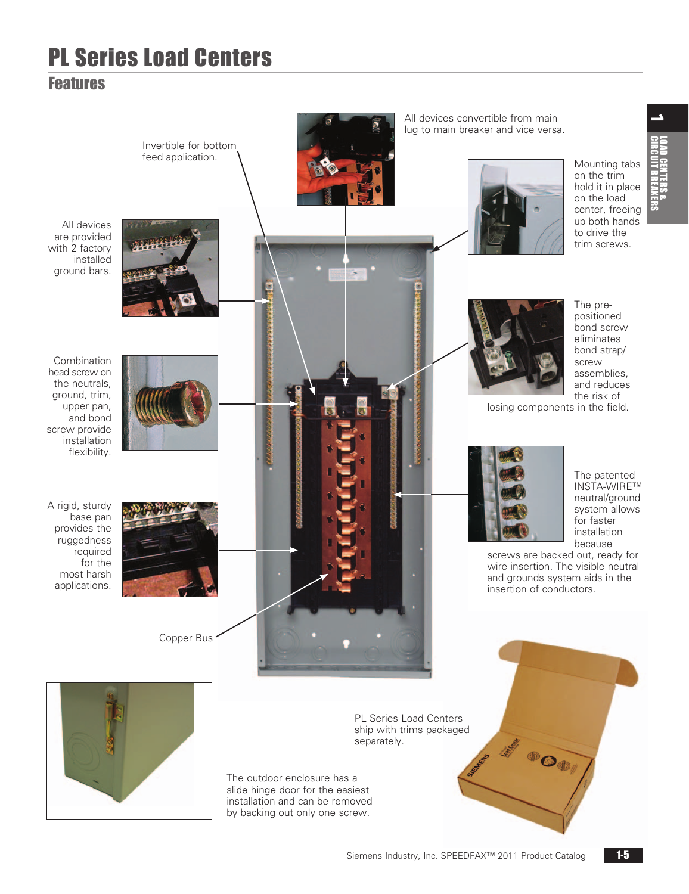# PL Series Load Centers

## Features

All devices convertible from main lug to main breaker and vice versa.

Invertible for bottom feed application.

Mounting tabs on the trim hold it in place on the load center, freeing up both hands to drive the trim screws.

All devices are provided with 2 factory installed ground bars.

The pre-positioned bond screw eliminates bond strap/screw assemblies, and reduces the risk of losing components in the field.

Combination head screw on the neutrals, ground, trim, upper pan, and bond screw provide installation flexibility.

The patented INSTA-WIRE™ neutral/ground system allows for faster installation because screws are backed out, ready for wire insertion. The visible neutral and grounds system aids in the insertion of conductors.

A rigid, sturdy base pan provides the ruggedness required for the most harsh applications.

Copper Bus

PL Series Load Centers ship with trims packaged separately.

The outdoor enclosure has a slide hinge door for the easiest installation and can be removed by backing out only one screw.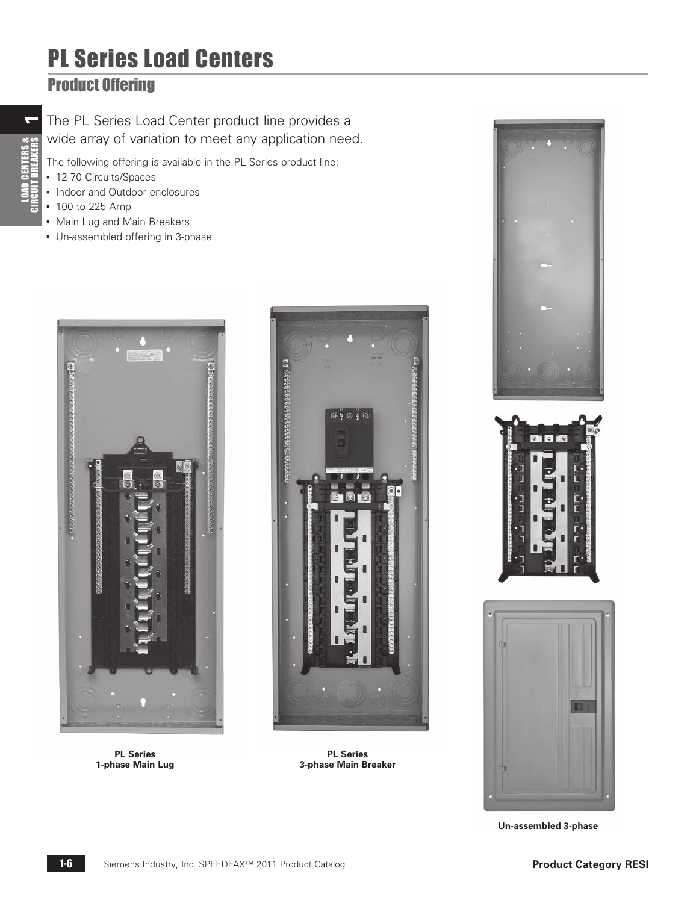# PL Series Load Centers

## Product Offering

The PL Series Load Center product line provides a wide array of variation to meet any application need.

The following offering is available in the PL Series product line:

- 12-70 Circuits/Spaces
- Indoor and Outdoor enclosures
- 100 to 225 Amp
- Main Lug and Main Breakers
- Un-assembled offering in 3-phase

**PL Series**
**1-phase Main Lug**

**PL Series**
**3-phase Main Breaker**

**Un-assembled 3-phase**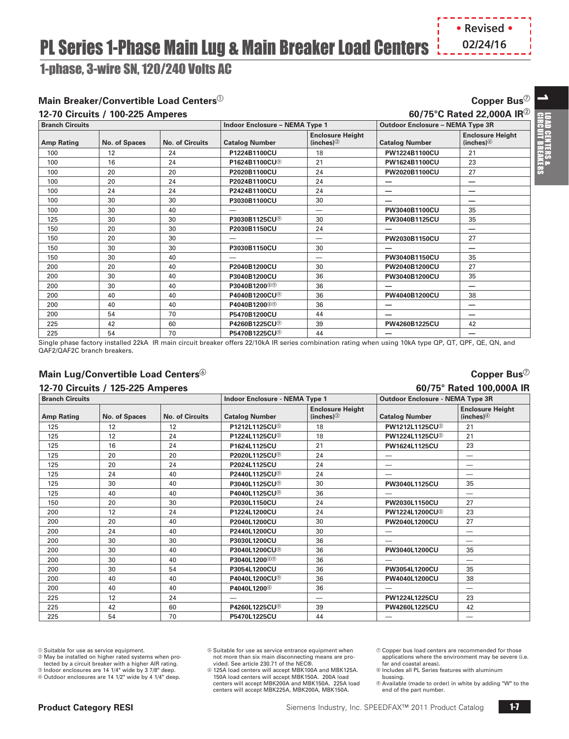# PL Series 1-Phase Main Lug & Main Breaker Load Centers

• Revised • 02/24/16

## 1-phase, 3-wire SN, 120/240 Volts AC

### Main Breaker/Convertible Load Centers[1]

**Copper Bus[7]**

**12-70 Circuits / 100-225 Amperes** — **60/75°C Rated 22,000A IR[2]**

| Branch Circuits | | | Indoor Enclosure – NEMA Type 1 | | Outdoor Enclosure – NEMA Type 3R | |
|---|---|---|---|---|---|---|
| Amp Rating | No. of Spaces | No. of Circuits | Catalog Number | Enclosure Height (inches)[3] | Catalog Number | Enclosure Height (inches)[4] |
| 100 | 12 | 24 | P1224B1100CU | 18 | PW1224B1100CU | 21 |
| 100 | 16 | 24 | P1624B1100CU[9] | 21 | PW1624B1100CU | 23 |
| 100 | 20 | 20 | P2020B1100CU | 24 | PW2020B1100CU | 27 |
| 100 | 20 | 24 | P2024B1100CU | 24 | — | — |
| 100 | 24 | 24 | P2424B1100CU | 24 | — | — |
| 100 | 30 | 30 | P3030B1100CU | 30 | — | — |
| 100 | 30 | 40 | — | — | PW3040B1100CU | 35 |
| 125 | 30 | 30 | P3030B1125CU[9] | 30 | PW3040B1125CU | 35 |
| 150 | 20 | 30 | P2030B1150CU | 24 | — | — |
| 150 | 20 | 30 | — | — | PW2030B1150CU | 27 |
| 150 | 30 | 30 | P3030B1150CU | 30 | — | — |
| 150 | 30 | 40 | — | — | PW3040B1150CU | 35 |
| 200 | 20 | 40 | P2040B1200CU | 30 | PW2040B1200CU | 27 |
| 200 | 30 | 40 | P3040B1200CU | 36 | PW3040B1200CU | 35 |
| 200 | 30 | 40 | P3040B1200[8][9] | 36 | — | — |
| 200 | 40 | 40 | P4040B1200CU[9] | 36 | PW4040B1200CU | 38 |
| 200 | 40 | 40 | P4040B1200[8][9] | 36 | — | — |
| 200 | 54 | 70 | P5470B1200CU | 44 | — | — |
| 225 | 42 | 60 | P4260B1225CU[9] | 39 | PW4260B1225CU | 42 |
| 225 | 54 | 70 | P5470B1225CU[9] | 44 | — | — |

Single phase factory installed 22kA IR main circuit breaker offers 22/10kA IR series combination rating when using 10kA type QP, QT, QPF, QE, QN, and QAF2/QAF2C branch breakers.

### Main Lug/Convertible Load Centers[6]

**Copper Bus[7]**

**12-70 Circuits / 125-225 Amperes** — **60/75° Rated 100,000A IR**

| Branch Circuits | | | Indoor Enclosure - NEMA Type 1 | | Outdoor Enclosure - NEMA Type 3R | |
|---|---|---|---|---|---|---|
| Amp Rating | No. of Spaces | No. of Circuits | Catalog Number | Enclosure Height (inches)[3] | Catalog Number | Enclosure Height (inches)[4] |
| 125 | 12 | 12 | P1212L1125CU[5] | 18 | PW1212L1125CU[5] | 21 |
| 125 | 12 | 24 | P1224L1125CU[5] | 18 | PW1224L1125CU[5] | 21 |
| 125 | 16 | 24 | P1624L1125CU | 21 | PW1624L1125CU | 23 |
| 125 | 20 | 20 | P2020L1125CU[9] | 24 | — | — |
| 125 | 20 | 24 | P2024L1125CU | 24 | — | — |
| 125 | 24 | 40 | P2440L1125CU[9] | 24 | — | — |
| 125 | 30 | 40 | P3040L1125CU[9] | 30 | PW3040L1125CU | 35 |
| 125 | 40 | 40 | P4040L1125CU[9] | 36 | — | — |
| 150 | 20 | 30 | P2030L1150CU | 24 | PW2030L1150CU | 27 |
| 200 | 12 | 24 | P1224L1200CU | 24 | PW1224L1200CU[5] | 23 |
| 200 | 20 | 40 | P2040L1200CU | 30 | PW2040L1200CU | 27 |
| 200 | 24 | 40 | P2440L1200CU | 30 | — | — |
| 200 | 30 | 30 | P3030L1200CU | 36 | — | — |
| 200 | 30 | 40 | P3040L1200CU[9] | 36 | PW3040L1200CU | 35 |
| 200 | 30 | 40 | P3040L1200[8][9] | 36 | — | — |
| 200 | 30 | 54 | P3054L1200CU | 36 | PW3054L1200CU | 35 |
| 200 | 40 | 40 | P4040L1200CU[9] | 36 | PW4040L1200CU | 38 |
| 200 | 40 | 40 | P4040L1200[8] | 36 | — | — |
| 225 | 12 | 24 | — | — | PW1224L1225CU | 23 |
| 225 | 42 | 60 | P4260L1225CU[9] | 39 | PW4260L1225CU | 42 |
| 225 | 54 | 70 | P5470L1225CU | 44 | — | — |

[1] Suitable for use as service equipment.
[2] May be installed on higher rated systems when protected by a circuit breaker with a higher AIR rating.
[3] Indoor enclosures are 14 1/4" wide by 3 7/8" deep.
[4] Outdoor enclosures are 14 1/2" wide by 4 1/4" deep.
[5] Suitable for use as service entrance equipment when not more than six main disconnecting means are provided. See article 230.71 of the NEC®.
[6] 125A load centers will accept MBK100A and MBK125A. 150A load centers will accept MBK150A. 200A load centers will accept MBK200A and MBK150A. 225A load centers will accept MBK225A, MBK200A, MBK150A.
[7] Copper bus load centers are recommended for those applications where the environment may be severe (i.e. far and coastal areas).
[8] Includes all PL Series features with aluminum bussing.
[9] Available (made to order) in white by adding "W" to the end of the part number.

Product Category RESI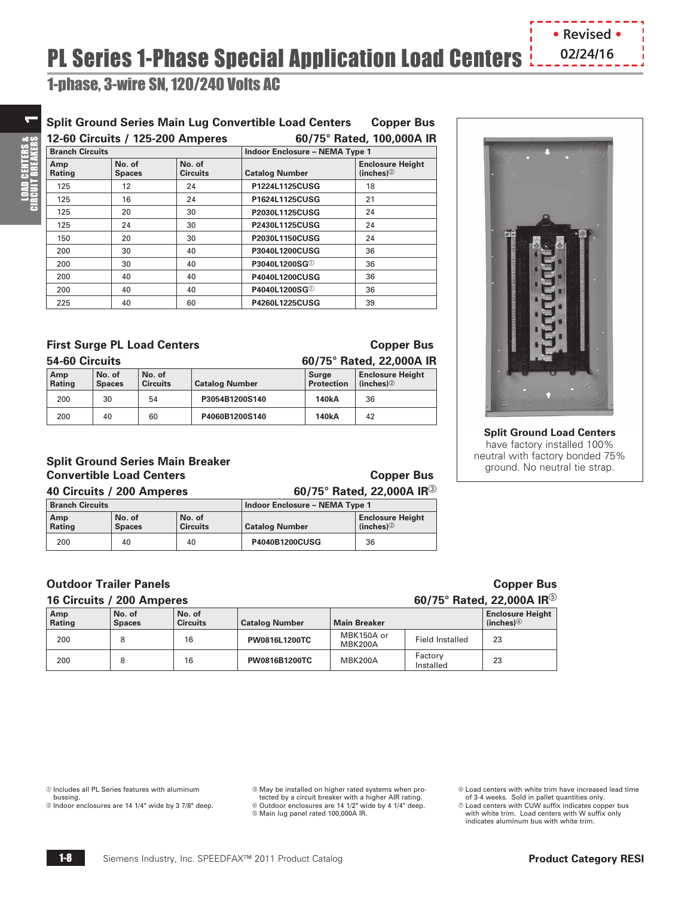# PL Series 1-Phase Special Application Load Centers

• Revised • 02/24/16

## 1-phase, 3-wire SN, 120/240 Volts AC

### Split Ground Series Main Lug Convertible Load Centers — Copper Bus

**12-60 Circuits / 125-200 Amperes — 60/75° Rated, 100,000A IR**

| Branch Circuits | | | Indoor Enclosure – NEMA Type 1 | |
|---|---|---|---|---|
| Amp Rating | No. of Spaces | No. of Circuits | Catalog Number | Enclosure Height (inches)② |
| 125 | 12 | 24 | P1224L1125CUSG | 18 |
| 125 | 16 | 24 | P1624L1125CUSG | 21 |
| 125 | 20 | 30 | P2030L1125CUSG | 24 |
| 125 | 24 | 30 | P2430L1125CUSG | 24 |
| 150 | 20 | 30 | P2030L1150CUSG | 24 |
| 200 | 30 | 40 | P3040L1200CUSG | 36 |
| 200 | 30 | 40 | P3040L1200SG① | 36 |
| 200 | 40 | 40 | P4040L1200CUSG | 36 |
| 200 | 40 | 40 | P4040L1200SG① | 36 |
| 225 | 40 | 60 | P4260L1225CUSG | 39 |

**Split Ground Load Centers** have factory installed 100% neutral with factory bonded 75% ground. No neutral tie strap.

### First Surge PL Load Centers — Copper Bus

**54-60 Circuits — 60/75° Rated, 22,000A IR**

| Amp Rating | No. of Spaces | No. of Circuits | Catalog Number | Surge Protection | Enclosure Height (inches)② |
|---|---|---|---|---|---|
| 200 | 30 | 54 | P3054B1200S140 | 140kA | 36 |
| 200 | 40 | 60 | P4060B1200S140 | 140kA | 42 |

### Split Ground Series Main Breaker Convertible Load Centers — Copper Bus

**40 Circuits / 200 Amperes — 60/75° Rated, 22,000A IR③**

| Branch Circuits | | | Indoor Enclosure – NEMA Type 1 | |
|---|---|---|---|---|
| Amp Rating | No. of Spaces | No. of Circuits | Catalog Number | Enclosure Height (inches)② |
| 200 | 40 | 40 | P4040B1200CUSG | 36 |

### Outdoor Trailer Panels — Copper Bus

**16 Circuits / 200 Amperes — 60/75° Rated, 22,000A IR⑤**

| Amp Rating | No. of Spaces | No. of Circuits | Catalog Number | Main Breaker | | Enclosure Height (inches)④ |
|---|---|---|---|---|---|---|
| 200 | 8 | 16 | PW0816L1200TC | MBK150A or MBK200A | Field Installed | 23 |
| 200 | 8 | 16 | PW0816B1200TC | MBK200A | Factory Installed | 23 |

① Includes all PL Series features with aluminum bussing.
② Indoor enclosures are 14 1/4" wide by 3 7/8" deep.
③ May be installed on higher rated systems when protected by a circuit breaker with a higher AIR rating.
④ Outdoor enclosures are 14 1/2" wide by 4 1/4" deep.
⑤ Main lug panel rated 100,000A IR.
⑥ Load centers with white trim have increased lead time of 3-4 weeks. Sold in pallet quantities only.
⑦ Load centers with CUW suffix indicates copper bus with white trim. Load centers with W suffix only indicates aluminum bus with white trim.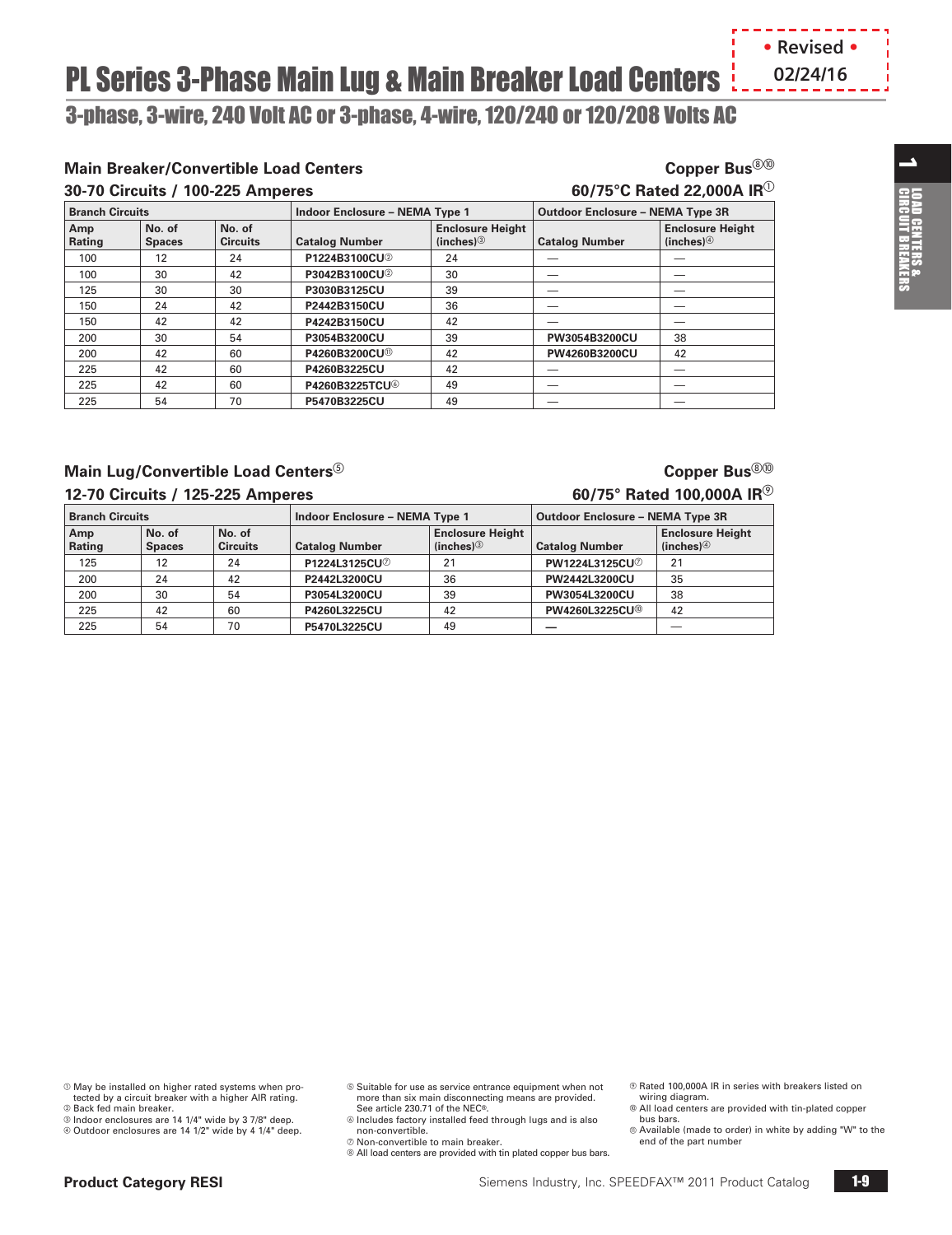# PL Series 3-Phase Main Lug & Main Breaker Load Centers

• Revised • 02/24/16

## 3-phase, 3-wire, 240 Volt AC or 3-phase, 4-wire, 120/240 or 120/208 Volts AC

### Main Breaker/Convertible Load Centers

**30-70 Circuits / 100-225 Amperes**

**Copper Bus**[8][10]

**60/75°C Rated 22,000A IR**[1]

| Branch Circuits | | | Indoor Enclosure – NEMA Type 1 | | Outdoor Enclosure – NEMA Type 3R | |
|---|---|---|---|---|---|---|
| Amp Rating | No. of Spaces | No. of Circuits | Catalog Number | Enclosure Height (inches)[3] | Catalog Number | Enclosure Height (inches)[4] |
| 100 | 12 | 24 | **P1224B3100CU**[2] | 24 | — | — |
| 100 | 30 | 42 | **P3042B3100CU**[2] | 30 | — | — |
| 125 | 30 | 30 | **P3030B3125CU** | 39 | — | — |
| 150 | 24 | 42 | **P2442B3150CU** | 36 | — | — |
| 150 | 42 | 42 | **P4242B3150CU** | 42 | — | — |
| 200 | 30 | 54 | **P3054B3200CU** | 39 | **PW3054B3200CU** | 38 |
| 200 | 42 | 60 | **P4260B3200CU**[11] | 42 | **PW4260B3200CU** | 42 |
| 225 | 42 | 60 | **P4260B3225CU** | 42 | — | — |
| 225 | 42 | 60 | **P4260B3225TCU**[6] | 49 | — | — |
| 225 | 54 | 70 | **P5470B3225CU** | 49 | — | — |

### Main Lug/Convertible Load Centers[5]

**12-70 Circuits / 125-225 Amperes**

**Copper Bus**[8][10]

**60/75° Rated 100,000A IR**[9]

| Branch Circuits | | | Indoor Enclosure – NEMA Type 1 | | Outdoor Enclosure – NEMA Type 3R | |
|---|---|---|---|---|---|---|
| Amp Rating | No. of Spaces | No. of Circuits | Catalog Number | Enclosure Height (inches)[3] | Catalog Number | Enclosure Height (inches)[4] |
| 125 | 12 | 24 | **P1224L3125CU**[7] | 21 | **PW1224L3125CU**[7] | 21 |
| 200 | 24 | 42 | **P2442L3200CU** | 36 | **PW2442L3200CU** | 35 |
| 200 | 30 | 54 | **P3054L3200CU** | 39 | **PW3054L3200CU** | 38 |
| 225 | 42 | 60 | **P4260L3225CU** | 42 | **PW4260L3225CU**[10] | 42 |
| 225 | 54 | 70 | **P5470L3225CU** | 49 | — | — |

[1] May be installed on higher rated systems when protected by a circuit breaker with a higher AIR rating.
[2] Back fed main breaker.
[3] Indoor enclosures are 14 1/4" wide by 3 7/8" deep.
[4] Outdoor enclosures are 14 1/2" wide by 4 1/4" deep.
[5] Suitable for use as service entrance equipment when not more than six main disconnecting means are provided. See article 230.71 of the NEC®.
[6] Includes factory installed feed through lugs and is also non-convertible.
[7] Non-convertible to main breaker.
[8] All load centers are provided with tin plated copper bus bars.
[9] Rated 100,000A IR in series with breakers listed on wiring diagram.
[10] All load centers are provided with tin-plated copper bus bars.
[11] Available (made to order) in white by adding "W" to the end of the part number

**Product Category RESI**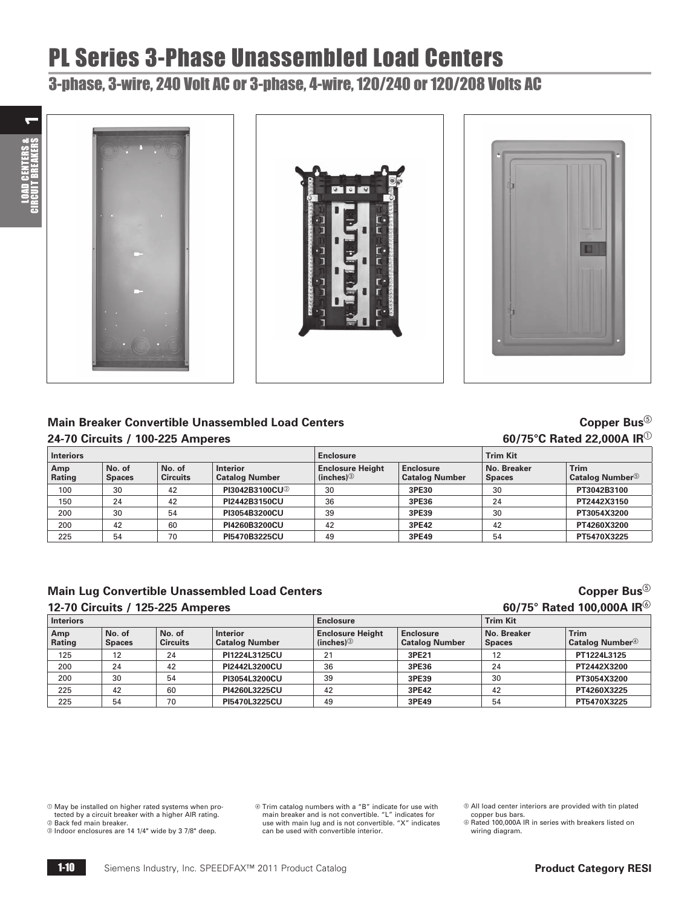# PL Series 3-Phase Unassembled Load Centers

## 3-phase, 3-wire, 240 Volt AC or 3-phase, 4-wire, 120/240 or 120/208 Volts AC

### Main Breaker Convertible Unassembled Load Centers

**24-70 Circuits / 100-225 Amperes**

**Copper Bus⑤**

**60/75°C Rated 22,000A IR①**

| Interiors | | | | Enclosure | | Trim Kit | |
|---|---|---|---|---|---|---|---|
| Amp Rating | No. of Spaces | No. of Circuits | Interior Catalog Number | Enclosure Height (inches)③ | Enclosure Catalog Number | No. Breaker Spaces | Trim Catalog Number⑤ |
| 100 | 30 | 42 | **PI3042B3100CU②** | 30 | **3PE30** | 30 | **PT3042B3100** |
| 150 | 24 | 42 | **PI2442B3150CU** | 36 | **3PE36** | 24 | **PT2442X3150** |
| 200 | 30 | 54 | **PI3054B3200CU** | 39 | **3PE39** | 30 | **PT3054X3200** |
| 200 | 42 | 60 | **PI4260B3200CU** | 42 | **3PE42** | 42 | **PT4260X3200** |
| 225 | 54 | 70 | **PI5470B3225CU** | 49 | **3PE49** | 54 | **PT5470X3225** |

### Main Lug Convertible Unassembled Load Centers

**12-70 Circuits / 125-225 Amperes**

**Copper Bus⑤**

**60/75° Rated 100,000A IR⑥**

| Interiors | | | | Enclosure | | Trim Kit | |
|---|---|---|---|---|---|---|---|
| Amp Rating | No. of Spaces | No. of Circuits | Interior Catalog Number | Enclosure Height (inches)③ | Enclosure Catalog Number | No. Breaker Spaces | Trim Catalog Number④ |
| 125 | 12 | 24 | **PI1224L3125CU** | 21 | **3PE21** | 12 | **PT1224L3125** |
| 200 | 24 | 42 | **PI2442L3200CU** | 36 | **3PE36** | 24 | **PT2442X3200** |
| 200 | 30 | 54 | **PI3054L3200CU** | 39 | **3PE39** | 30 | **PT3054X3200** |
| 225 | 42 | 60 | **PI4260L3225CU** | 42 | **3PE42** | 42 | **PT4260X3225** |
| 225 | 54 | 70 | **PI5470L3225CU** | 49 | **3PE49** | 54 | **PT5470X3225** |

① May be installed on higher rated systems when protected by a circuit breaker with a higher AIR rating.
② Back fed main breaker.
③ Indoor enclosures are 14 1/4" wide by 3 7/8" deep.
④ Trim catalog numbers with a "B" indicate for use with main breaker and is not convertible. "L" indicates for use with main lug and is not convertible. "X" indicates can be used with convertible interior.
⑤ All load center interiors are provided with tin plated copper bus bars.
⑥ Rated 100,000A IR in series with breakers listed on wiring diagram.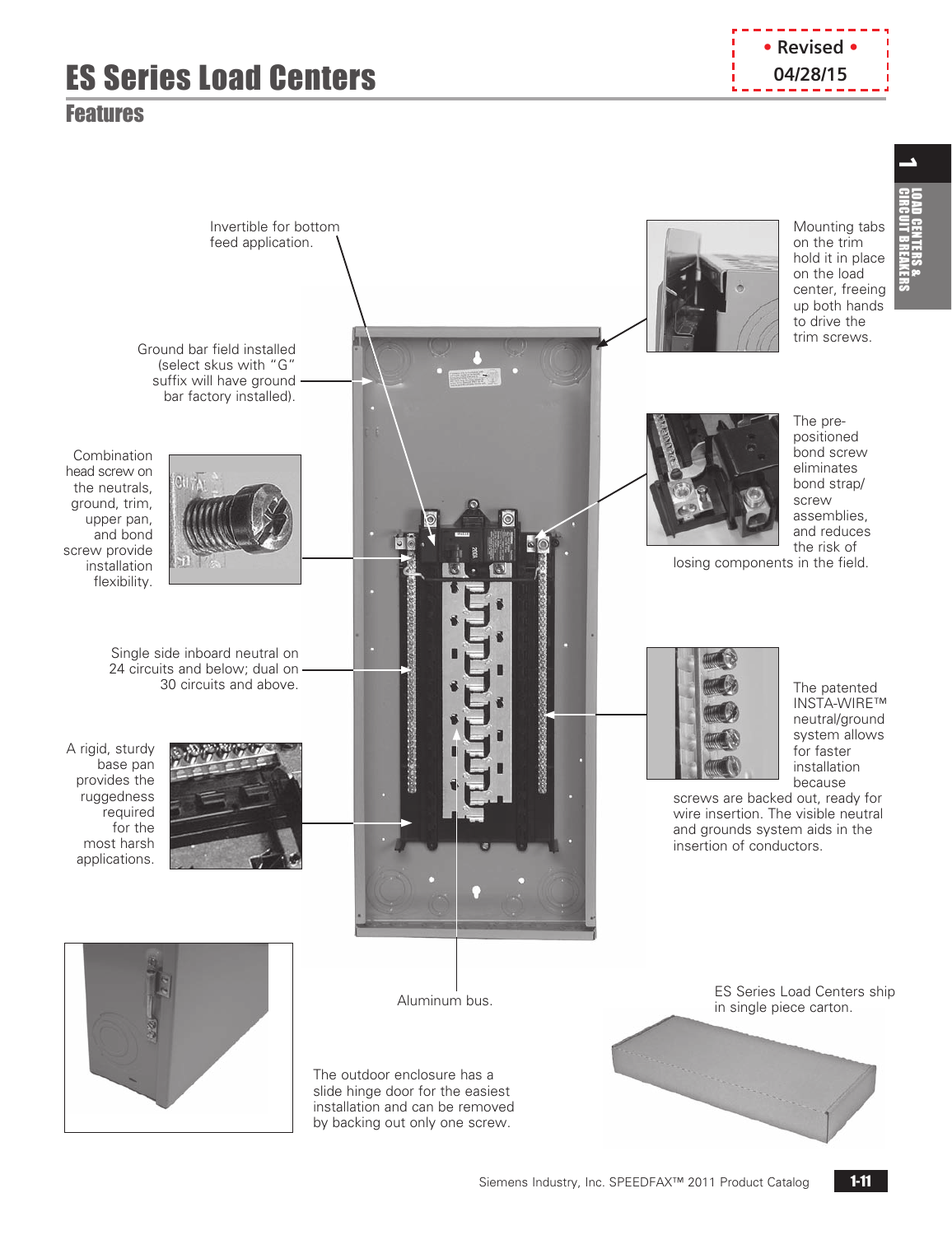# ES Series Load Centers

## Features

• Revised •
04/28/15

Invertible for bottom feed application.

Ground bar field installed (select skus with "G" suffix will have ground bar factory installed).

Combination head screw on the neutrals, ground, trim, upper pan, and bond screw provide installation flexibility.

Single side inboard neutral on 24 circuits and below; dual on 30 circuits and above.

A rigid, sturdy base pan provides the ruggedness required for the most harsh applications.

Mounting tabs on the trim hold it in place on the load center, freeing up both hands to drive the trim screws.

The pre-positioned bond screw eliminates bond strap/screw assemblies, and reduces the risk of losing components in the field.

The patented INSTA-WIRE™ neutral/ground system allows for faster installation because screws are backed out, ready for wire insertion. The visible neutral and grounds system aids in the insertion of conductors.

Aluminum bus.

The outdoor enclosure has a slide hinge door for the easiest installation and can be removed by backing out only one screw.

ES Series Load Centers ship in single piece carton.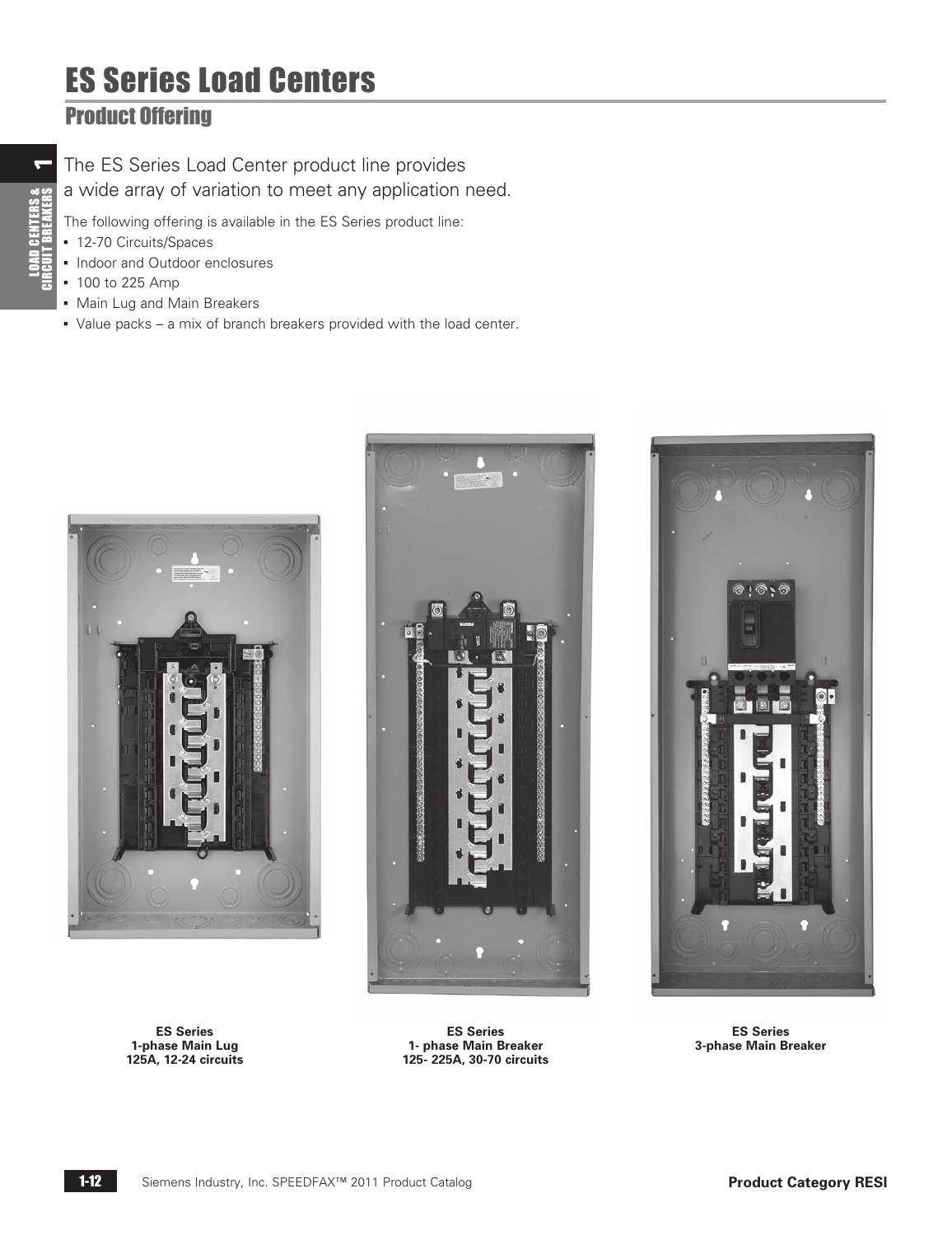# ES Series Load Centers

## Product Offering

The ES Series Load Center product line provides a wide array of variation to meet any application need.

The following offering is available in the ES Series product line:

- 12-70 Circuits/Spaces
- Indoor and Outdoor enclosures
- 100 to 225 Amp
- Main Lug and Main Breakers
- Value packs – a mix of branch breakers provided with the load center.

**ES Series**
**1-phase Main Lug**
**125A, 12-24 circuits**

**ES Series**
**1- phase Main Breaker**
**125- 225A, 30-70 circuits**

**ES Series**
**3-phase Main Breaker**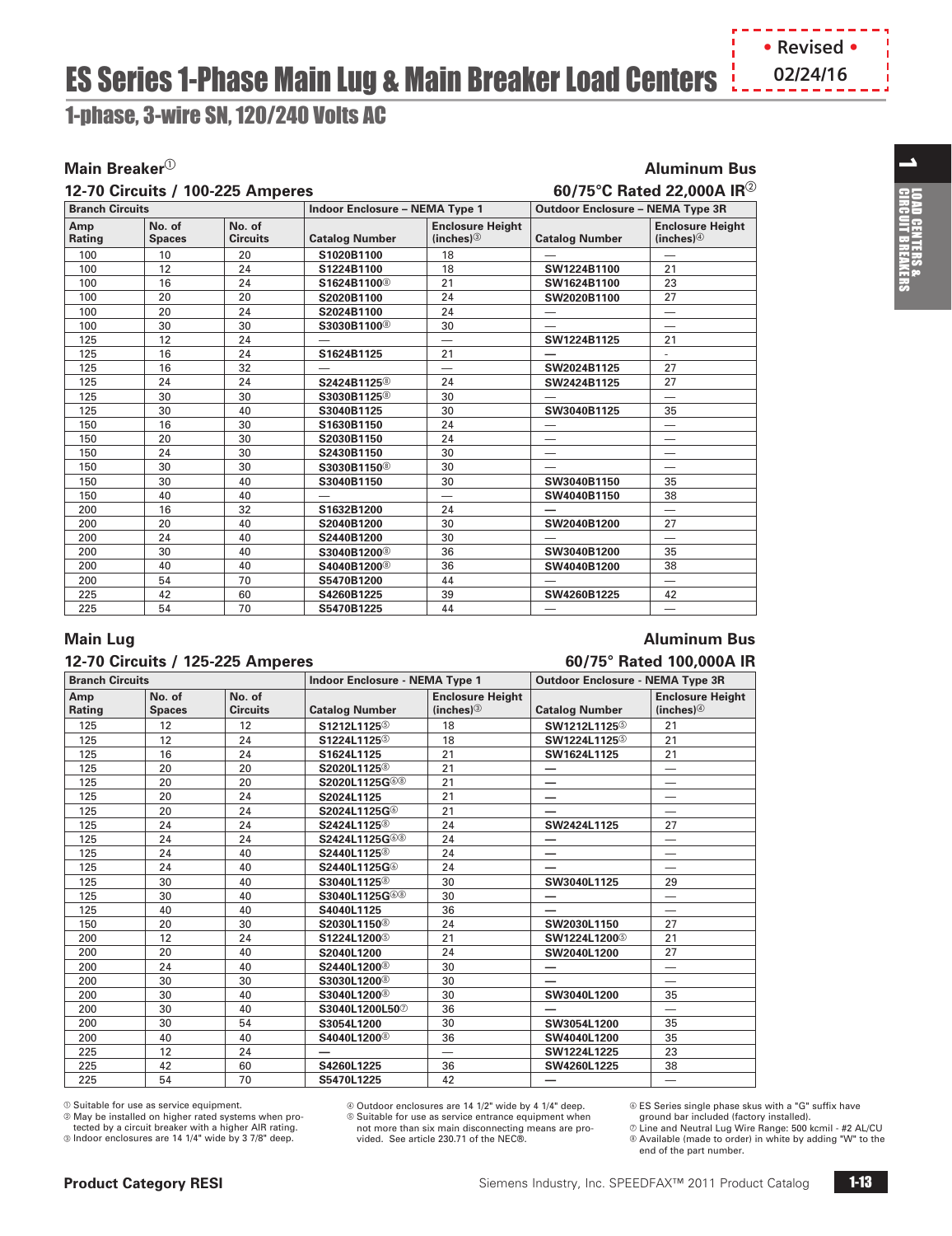# ES Series 1-Phase Main Lug & Main Breaker Load Centers

• Revised • 02/24/16

## 1-phase, 3-wire SN, 120/240 Volts AC

### Main Breaker①

**Aluminum Bus**

**12-70 Circuits / 100-225 Amperes**

**60/75°C Rated 22,000A IR②**

| Branch Circuits | | | Indoor Enclosure – NEMA Type 1 | | Outdoor Enclosure – NEMA Type 3R | |
|---|---|---|---|---|---|---|
| Amp Rating | No. of Spaces | No. of Circuits | Catalog Number | Enclosure Height (inches)③ | Catalog Number | Enclosure Height (inches)④ |
| 100 | 10 | 20 | S1020B1100 | 18 | — | — |
| 100 | 12 | 24 | S1224B1100 | 18 | SW1224B1100 | 21 |
| 100 | 16 | 24 | S1624B1100⑧ | 21 | SW1624B1100 | 23 |
| 100 | 20 | 20 | S2020B1100 | 24 | SW2020B1100 | 27 |
| 100 | 20 | 24 | S2024B1100 | 24 | — | — |
| 100 | 30 | 30 | S3030B1100⑧ | 30 | — | — |
| 125 | 12 | 24 | — | — | SW1224B1125 | 21 |
| 125 | 16 | 24 | S1624B1125 | 21 | — | - |
| 125 | 16 | 32 | — | — | SW2024B1125 | 27 |
| 125 | 24 | 24 | S2424B1125⑧ | 24 | SW2424B1125 | 27 |
| 125 | 30 | 30 | S3030B1125⑧ | 30 | — | — |
| 125 | 30 | 40 | S3040B1125 | 30 | SW3040B1125 | 35 |
| 150 | 16 | 30 | S1630B1150 | 24 | — | — |
| 150 | 20 | 30 | S2030B1150 | 24 | — | — |
| 150 | 24 | 30 | S2430B1150 | 30 | — | — |
| 150 | 30 | 30 | S3030B1150⑧ | 30 | — | — |
| 150 | 30 | 40 | S3040B1150 | 30 | SW3040B1150 | 35 |
| 150 | 40 | 40 | — | — | SW4040B1150 | 38 |
| 200 | 16 | 32 | S1632B1200 | 24 | — | — |
| 200 | 20 | 40 | S2040B1200 | 30 | SW2040B1200 | 27 |
| 200 | 24 | 40 | S2440B1200 | 30 | — | — |
| 200 | 30 | 40 | S3040B1200⑧ | 36 | SW3040B1200 | 35 |
| 200 | 40 | 40 | S4040B1200⑧ | 36 | SW4040B1200 | 38 |
| 200 | 54 | 70 | S5470B1200 | 44 | — | — |
| 225 | 42 | 60 | S4260B1225 | 39 | SW4260B1225 | 42 |
| 225 | 54 | 70 | S5470B1225 | 44 | — | — |

### Main Lug

**Aluminum Bus**

**12-70 Circuits / 125-225 Amperes**

**60/75° Rated 100,000A IR**

| Branch Circuits | | | Indoor Enclosure - NEMA Type 1 | | Outdoor Enclosure - NEMA Type 3R | |
|---|---|---|---|---|---|---|
| Amp Rating | No. of Spaces | No. of Circuits | Catalog Number | Enclosure Height (inches)③ | Catalog Number | Enclosure Height (inches)④ |
| 125 | 12 | 12 | S1212L1125⑤ | 18 | SW1212L1125⑤ | 21 |
| 125 | 12 | 24 | S1224L1125⑤ | 18 | SW1224L1125⑤ | 21 |
| 125 | 16 | 24 | S1624L1125 | 21 | SW1624L1125 | 21 |
| 125 | 20 | 20 | S2020L1125⑧ | 21 | — | — |
| 125 | 20 | 20 | S2020L1125G⑥⑧ | 21 | — | — |
| 125 | 20 | 24 | S2024L1125 | 21 | — | — |
| 125 | 20 | 24 | S2024L1125G⑥ | 21 | — | — |
| 125 | 24 | 24 | S2424L1125⑧ | 24 | SW2424L1125 | 27 |
| 125 | 24 | 24 | S2424L1125G⑥⑧ | 24 | — | — |
| 125 | 24 | 40 | S2440L1125⑧ | 24 | — | — |
| 125 | 24 | 40 | S2440L1125G⑥ | 24 | — | — |
| 125 | 30 | 40 | S3040L1125⑧ | 30 | SW3040L1125 | 29 |
| 125 | 30 | 40 | S3040L1125G⑥⑧ | 30 | — | — |
| 125 | 40 | 40 | S4040L1125 | 36 | — | — |
| 150 | 20 | 30 | S2030L1150⑧ | 24 | SW2030L1150 | 27 |
| 200 | 12 | 24 | S1224L1200⑤ | 21 | SW1224L1200⑤ | 21 |
| 200 | 20 | 40 | S2040L1200 | 24 | SW2040L1200 | 27 |
| 200 | 24 | 40 | S2440L1200⑧ | 30 | — | — |
| 200 | 30 | 30 | S3030L1200⑧ | 30 | — | — |
| 200 | 30 | 40 | S3040L1200⑧ | 30 | SW3040L1200 | 35 |
| 200 | 30 | 40 | S3040L1200L50⑦ | 36 | — | — |
| 200 | 30 | 54 | S3054L1200 | 30 | SW3054L1200 | 35 |
| 200 | 40 | 40 | S4040L1200⑧ | 36 | SW4040L1200 | 35 |
| 225 | 12 | 24 | — | — | SW1224L1225 | 23 |
| 225 | 42 | 60 | S4260L1225 | 36 | SW4260L1225 | 38 |
| 225 | 54 | 70 | S5470L1225 | 42 | — | — |

① Suitable for use as service equipment.
② May be installed on higher rated systems when protected by a circuit breaker with a higher AIR rating.
③ Indoor enclosures are 14 1/4" wide by 3 7/8" deep.
④ Outdoor enclosures are 14 1/2" wide by 4 1/4" deep.
⑤ Suitable for use as service entrance equipment when not more than six main disconnecting means are provided. See article 230.71 of the NEC®.
⑥ ES Series single phase skus with a "G" suffix have ground bar included (factory installed).
⑦ Line and Neutral Lug Wire Range: 500 kcmil - #2 AL/CU
⑧ Available (made to order) in white by adding "W" to the end of the part number.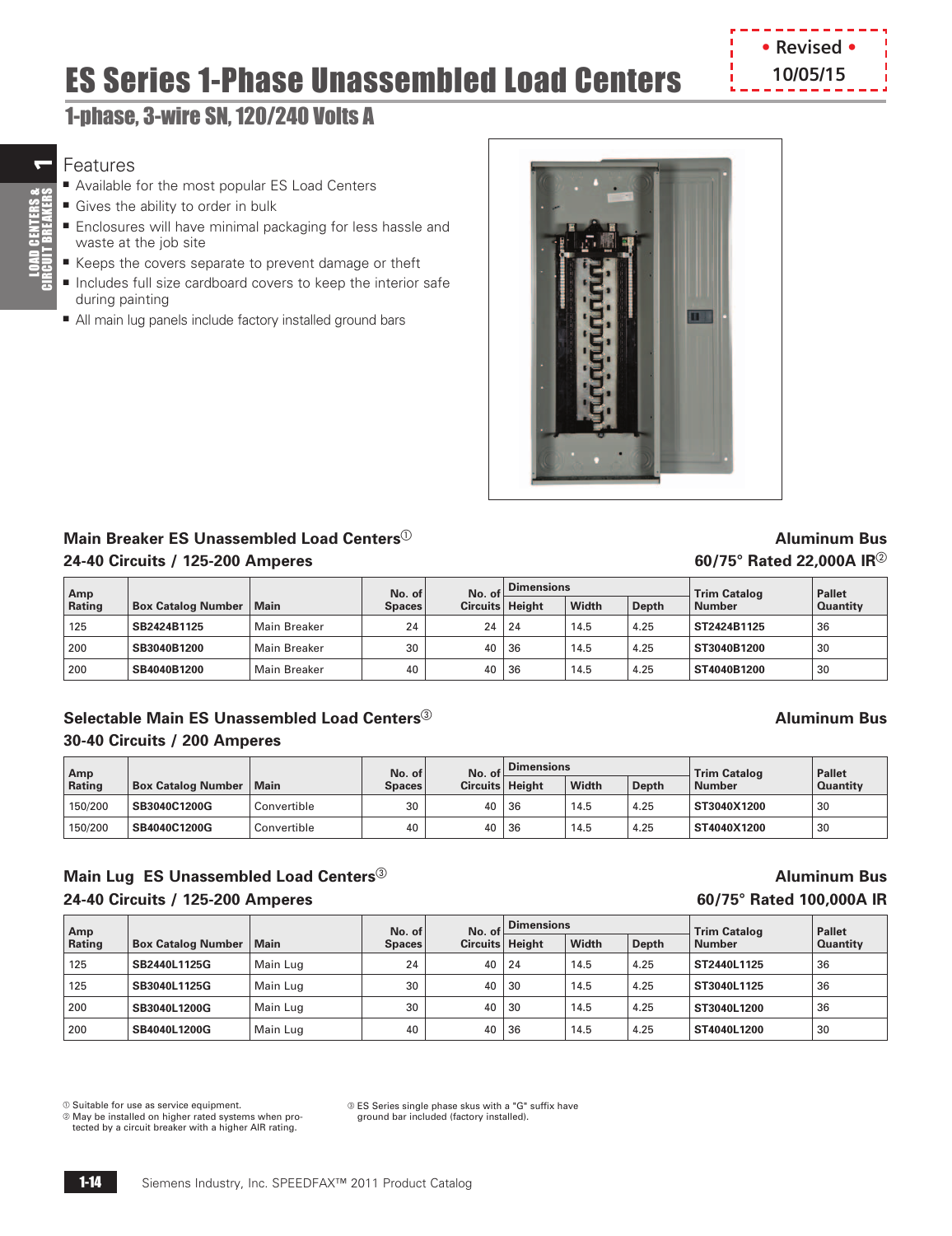# ES Series 1-Phase Unassembled Load Centers

• Revised • 10/05/15

## 1-phase, 3-wire SN, 120/240 Volts A

### Features

- Available for the most popular ES Load Centers
- Gives the ability to order in bulk
- Enclosures will have minimal packaging for less hassle and waste at the job site
- Keeps the covers separate to prevent damage or theft
- Includes full size cardboard covers to keep the interior safe during painting
- All main lug panels include factory installed ground bars

### Main Breaker ES Unassembled Load Centers[1]

**24-40 Circuits / 125-200 Amperes**

**Aluminum Bus**

**60/75° Rated 22,000A IR[2]**

| Amp Rating | Box Catalog Number | Main | No. of Spaces | No. of Circuits | Dimensions Height | Width | Depth | Trim Catalog Number | Pallet Quantity |
|---|---|---|---|---|---|---|---|---|---|
| 125 | **SB2424B1125** | Main Breaker | 24 | 24 | 24 | 14.5 | 4.25 | **ST2424B1125** | 36 |
| 200 | **SB3040B1200** | Main Breaker | 30 | 40 | 36 | 14.5 | 4.25 | **ST3040B1200** | 30 |
| 200 | **SB4040B1200** | Main Breaker | 40 | 40 | 36 | 14.5 | 4.25 | **ST4040B1200** | 30 |

### Selectable Main ES Unassembled Load Centers[3]

**30-40 Circuits / 200 Amperes**

**Aluminum Bus**

| Amp Rating | Box Catalog Number | Main | No. of Spaces | No. of Circuits | Dimensions Height | Width | Depth | Trim Catalog Number | Pallet Quantity |
|---|---|---|---|---|---|---|---|---|---|
| 150/200 | **SB3040C1200G** | Convertible | 30 | 40 | 36 | 14.5 | 4.25 | **ST3040X1200** | 30 |
| 150/200 | **SB4040C1200G** | Convertible | 40 | 40 | 36 | 14.5 | 4.25 | **ST4040X1200** | 30 |

### Main Lug ES Unassembled Load Centers[3]

**24-40 Circuits / 125-200 Amperes**

**Aluminum Bus**

**60/75° Rated 100,000A IR**

| Amp Rating | Box Catalog Number | Main | No. of Spaces | No. of Circuits | Dimensions Height | Width | Depth | Trim Catalog Number | Pallet Quantity |
|---|---|---|---|---|---|---|---|---|---|
| 125 | **SB2440L1125G** | Main Lug | 24 | 40 | 24 | 14.5 | 4.25 | **ST2440L1125** | 36 |
| 125 | **SB3040L1125G** | Main Lug | 30 | 40 | 30 | 14.5 | 4.25 | **ST3040L1125** | 36 |
| 200 | **SB3040L1200G** | Main Lug | 30 | 40 | 30 | 14.5 | 4.25 | **ST3040L1200** | 36 |
| 200 | **SB4040L1200G** | Main Lug | 40 | 40 | 36 | 14.5 | 4.25 | **ST4040L1200** | 30 |

[1] Suitable for use as service equipment.
[2] May be installed on higher rated systems when protected by a circuit breaker with a higher AIR rating.
[3] ES Series single phase skus with a "G" suffix have ground bar included (factory installed).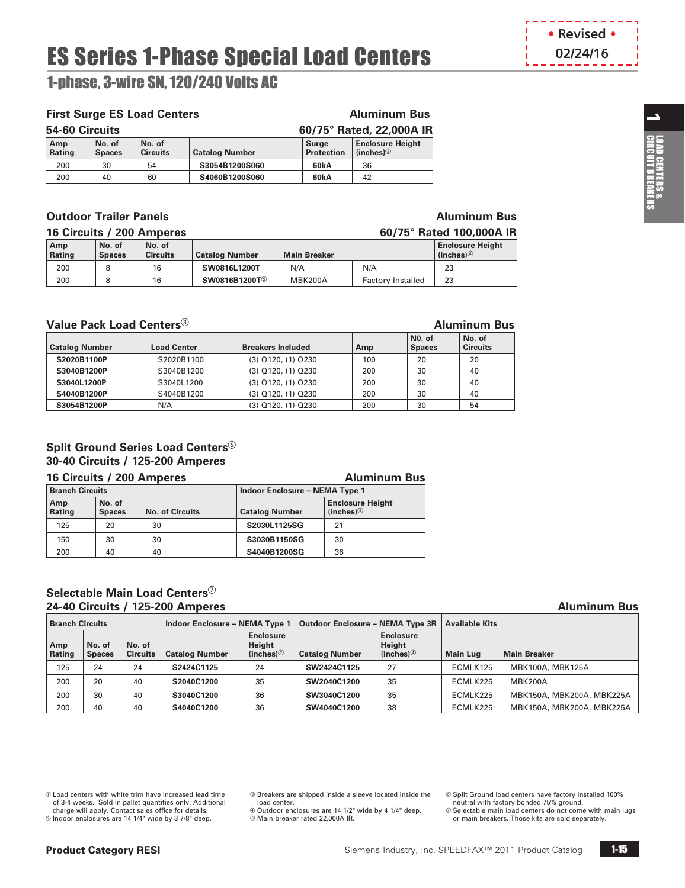# ES Series 1-Phase Special Load Centers

## 1-phase, 3-wire SN, 120/240 Volts AC

• Revised • 02/24/16

### First Surge ES Load Centers — Aluminum Bus

**54-60 Circuits — 60/75° Rated, 22,000A IR**

| Amp Rating | No. of Spaces | No. of Circuits | Catalog Number | Surge Protection | Enclosure Height (inches)② |
|---|---|---|---|---|---|
| 200 | 30 | 54 | S3054B1200S060 | 60kA | 36 |
| 200 | 40 | 60 | S4060B1200S060 | 60kA | 42 |

### Outdoor Trailer Panels — Aluminum Bus

**16 Circuits / 200 Amperes — 60/75° Rated 100,000A IR**

| Amp Rating | No. of Spaces | No. of Circuits | Catalog Number | Main Breaker | | Enclosure Height (inches)④ |
|---|---|---|---|---|---|---|
| 200 | 8 | 16 | SW0816L1200T | N/A | N/A | 23 |
| 200 | 8 | 16 | SW0816B1200T⑤ | MBK200A | Factory Installed | 23 |

### Value Pack Load Centers③ — Aluminum Bus

| Catalog Number | Load Center | Breakers Included | Amp | N0. of Spaces | No. of Circuits |
|---|---|---|---|---|---|
| S2020B1100P | S2020B1100 | (3) Q120, (1) Q230 | 100 | 20 | 20 |
| S3040B1200P | S3040B1200 | (3) Q120, (1) Q230 | 200 | 30 | 40 |
| S3040L1200P | S3040L1200 | (3) Q120, (1) Q230 | 200 | 30 | 40 |
| S4040B1200P | S4040B1200 | (3) Q120, (1) Q230 | 200 | 30 | 40 |
| S3054B1200P | N/A | (3) Q120, (1) Q230 | 200 | 30 | 54 |

### Split Ground Series Load Centers⑥

**30-40 Circuits / 125-200 Amperes**

**16 Circuits / 200 Amperes — Aluminum Bus**

| Branch Circuits | | | Indoor Enclosure – NEMA Type 1 | |
|---|---|---|---|---|
| Amp Rating | No. of Spaces | No. of Circuits | Catalog Number | Enclosure Height (inches)② |
| 125 | 20 | 30 | S2030L1125SG | 21 |
| 150 | 30 | 30 | S3030B1150SG | 30 |
| 200 | 40 | 40 | S4040B1200SG | 36 |

### Selectable Main Load Centers⑦

**24-40 Circuits / 125-200 Amperes — Aluminum Bus**

| Branch Circuits | | | Indoor Enclosure – NEMA Type 1 | | Outdoor Enclosure – NEMA Type 3R | | Available Kits | |
|---|---|---|---|---|---|---|---|---|
| Amp Rating | No. of Spaces | No. of Circuits | Catalog Number | Enclosure Height (inches)② | Catalog Number | Enclosure Height (inches)④ | Main Lug | Main Breaker |
| 125 | 24 | 24 | S2424C1125 | 24 | SW2424C1125 | 27 | ECMLK125 | MBK100A, MBK125A |
| 200 | 20 | 40 | S2040C1200 | 35 | SW2040C1200 | 35 | ECMLK225 | MBK200A |
| 200 | 30 | 40 | S3040C1200 | 36 | SW3040C1200 | 35 | ECMLK225 | MBK150A, MBK200A, MBK225A |
| 200 | 40 | 40 | S4040C1200 | 36 | SW4040C1200 | 38 | ECMLK225 | MBK150A, MBK200A, MBK225A |

① Load centers with white trim have increased lead time of 3-4 weeks. Sold in pallet quantities only. Additional charge will apply. Contact sales office for details.
② Indoor enclosures are 14 1/4" wide by 3 7/8" deep.
③ Breakers are shipped inside a sleeve located inside the load center.
④ Outdoor enclosures are 14 1/2" wide by 4 1/4" deep.
⑤ Main breaker rated 22,000A IR.
⑥ Split Ground load centers have factory installed 100% neutral with factory bonded 75% ground.
⑦ Selectable main load centers do not come with main lugs or main breakers. Those kits are sold separately.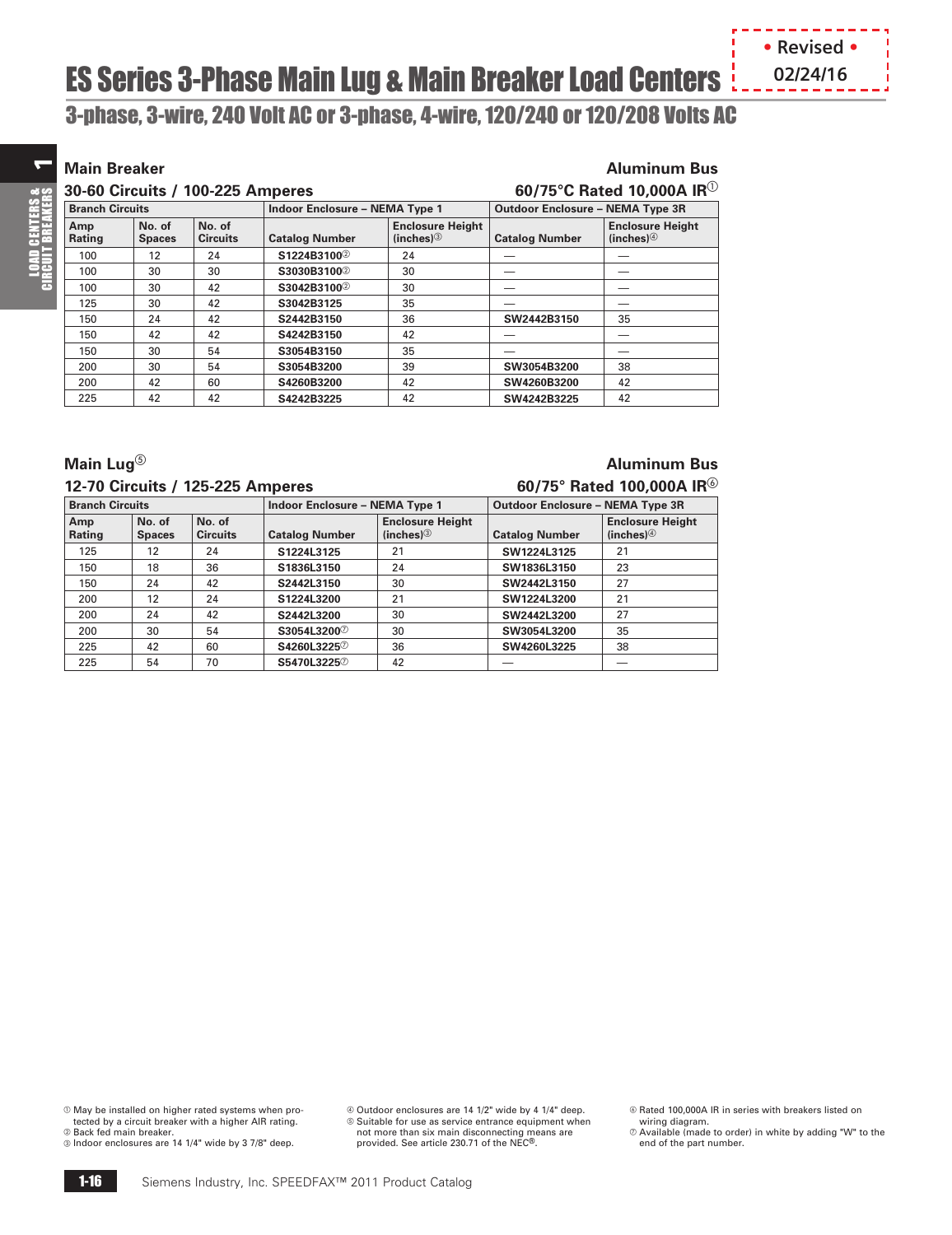• Revised •
02/24/16

# ES Series 3-Phase Main Lug & Main Breaker Load Centers

## 3-phase, 3-wire, 240 Volt AC or 3-phase, 4-wire, 120/240 or 120/208 Volts AC

### Main Breaker — Aluminum Bus

### 30-60 Circuits / 100-225 Amperes — 60/75°C Rated 10,000A IR①

| Branch Circuits | | | Indoor Enclosure – NEMA Type 1 | | Outdoor Enclosure – NEMA Type 3R | |
|---|---|---|---|---|---|---|
| Amp Rating | No. of Spaces | No. of Circuits | Catalog Number | Enclosure Height (inches)③ | Catalog Number | Enclosure Height (inches)④ |
| 100 | 12 | 24 | **S1224B3100②** | 24 | — | — |
| 100 | 30 | 30 | **S3030B3100②** | 30 | — | — |
| 100 | 30 | 42 | **S3042B3100②** | 30 | — | — |
| 125 | 30 | 42 | **S3042B3125** | 35 | — | — |
| 150 | 24 | 42 | **S2442B3150** | 36 | **SW2442B3150** | 35 |
| 150 | 42 | 42 | **S4242B3150** | 42 | — | — |
| 150 | 30 | 54 | **S3054B3150** | 35 | — | — |
| 200 | 30 | 54 | **S3054B3200** | 39 | **SW3054B3200** | 38 |
| 200 | 42 | 60 | **S4260B3200** | 42 | **SW4260B3200** | 42 |
| 225 | 42 | 42 | **S4242B3225** | 42 | **SW4242B3225** | 42 |

### Main Lug⑤ — Aluminum Bus

### 12-70 Circuits / 125-225 Amperes — 60/75° Rated 100,000A IR⑥

| Branch Circuits | | | Indoor Enclosure – NEMA Type 1 | | Outdoor Enclosure – NEMA Type 3R | |
|---|---|---|---|---|---|---|
| Amp Rating | No. of Spaces | No. of Circuits | Catalog Number | Enclosure Height (inches)③ | Catalog Number | Enclosure Height (inches)④ |
| 125 | 12 | 24 | **S1224L3125** | 21 | **SW1224L3125** | 21 |
| 150 | 18 | 36 | **S1836L3150** | 24 | **SW1836L3150** | 23 |
| 150 | 24 | 42 | **S2442L3150** | 30 | **SW2442L3150** | 27 |
| 200 | 12 | 24 | **S1224L3200** | 21 | **SW1224L3200** | 21 |
| 200 | 24 | 42 | **S2442L3200** | 30 | **SW2442L3200** | 27 |
| 200 | 30 | 54 | **S3054L3200⑦** | 30 | **SW3054L3200** | 35 |
| 225 | 42 | 60 | **S4260L3225⑦** | 36 | **SW4260L3225** | 38 |
| 225 | 54 | 70 | **S5470L3225⑦** | 42 | — | — |

① May be installed on higher rated systems when protected by a circuit breaker with a higher AIR rating.
② Back fed main breaker.
③ Indoor enclosures are 14 1/4" wide by 3 7/8" deep.
④ Outdoor enclosures are 14 1/2" wide by 4 1/4" deep.
⑤ Suitable for use as service entrance equipment when not more than six main disconnecting means are provided. See article 230.71 of the NEC®.
⑥ Rated 100,000A IR in series with breakers listed on wiring diagram.
⑦ Available (made to order) in white by adding "W" to the end of the part number.